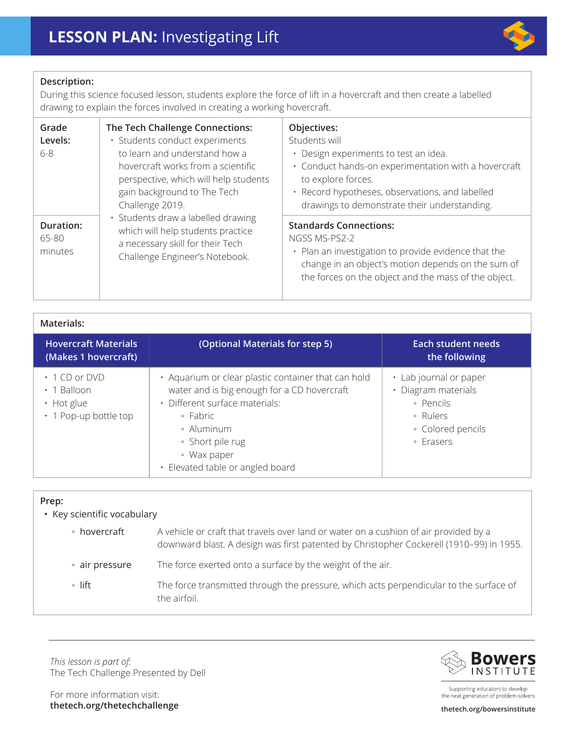# LESSON PLAN: Investigating Lift

**Description:**

During this science focused lesson, students explore the force of lift in a hovercraft and then create a labelled drawing to explain the forces involved in creating a working hovercraft.

**Grade Levels:** 6-8

**Duration:** 65-80 minutes

**The Tech Challenge Connections:**

- Students conduct experiments to learn and understand how a hovercraft works from a scientific perspective, which will help students gain background to The Tech Challenge 2019.
- Students draw a labelled drawing which will help students practice a necessary skill for their Tech Challenge Engineer's Notebook.

**Objectives:**

Students will

- Design experiments to test an idea.
- Conduct hands-on experimentation with a hovercraft to explore forces.
- Record hypotheses, observations, and labelled drawings to demonstrate their understanding.

**Standards Connections:**

NGSS MS-PS2-2

- Plan an investigation to provide evidence that the change in an object's motion depends on the sum of the forces on the object and the mass of the object.

**Materials:**

| Hovercraft Materials (Makes 1 hovercraft) | (Optional Materials for step 5) | Each student needs the following |
|---|---|---|
| • 1 CD or DVD<br>• 1 Balloon<br>• Hot glue<br>• 1 Pop-up bottle top | • Aquarium or clear plastic container that can hold water and is big enough for a CD hovercraft<br>• Different surface materials:<br>◦ Fabric<br>◦ Aluminum<br>◦ Short pile rug<br>◦ Wax paper<br>• Elevated table or angled board | • Lab journal or paper<br>• Diagram materials<br>◦ Pencils<br>◦ Rulers<br>◦ Colored pencils<br>◦ Erasers |

**Prep:**

- Key scientific vocabulary
  - **hovercraft** — A vehicle or craft that travels over land or water on a cushion of air provided by a downward blast. A design was first patented by Christopher Cockerell (1910–99) in 1955.
  - **air pressure** — The force exerted onto a surface by the weight of the air.
  - **lift** — The force transmitted through the pressure, which acts perpendicular to the surface of the airfoil.

*This lesson is part of:*
The Tech Challenge Presented by Dell

For more information visit:
**thetech.org/thetechchallenge**

Bowers INSTITUTE
Supporting educators to develop the next generation of problem-solvers
thetech.org/bowersinstitute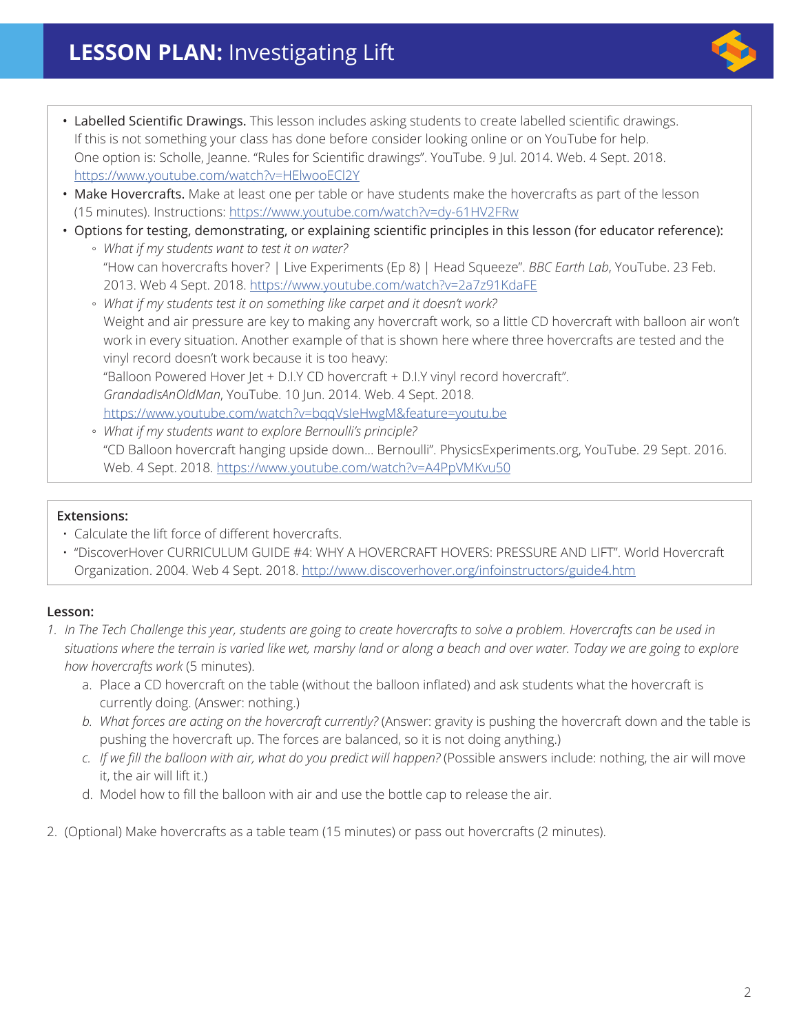# LESSON PLAN: Investigating Lift

- **Labelled Scientific Drawings.** This lesson includes asking students to create labelled scientific drawings. If this is not something your class has done before consider looking online or on YouTube for help. One option is: Scholle, Jeanne. "Rules for Scientific drawings". YouTube. 9 Jul. 2014. Web. 4 Sept. 2018. https://www.youtube.com/watch?v=HElwooECl2Y
- **Make Hovercrafts.** Make at least one per table or have students make the hovercrafts as part of the lesson (15 minutes). Instructions: https://www.youtube.com/watch?v=dy-61HV2FRw
- Options for testing, demonstrating, or explaining scientific principles in this lesson (for educator reference):
  - *What if my students want to test it on water?*
    "How can hovercrafts hover? | Live Experiments (Ep 8) | Head Squeeze". *BBC Earth Lab*, YouTube. 23 Feb. 2013. Web 4 Sept. 2018. https://www.youtube.com/watch?v=2a7z91KdaFE
  - *What if my students test it on something like carpet and it doesn't work?*
    Weight and air pressure are key to making any hovercraft work, so a little CD hovercraft with balloon air won't work in every situation. Another example of that is shown here where three hovercrafts are tested and the vinyl record doesn't work because it is too heavy:
    "Balloon Powered Hover Jet + D.I.Y CD hovercraft + D.I.Y vinyl record hovercraft". *GrandadIsAnOldMan*, YouTube. 10 Jun. 2014. Web. 4 Sept. 2018. https://www.youtube.com/watch?v=bqqVsIeHwgM&feature=youtu.be
  - *What if my students want to explore Bernoulli's principle?*
    "CD Balloon hovercraft hanging upside down... Bernoulli". PhysicsExperiments.org, YouTube. 29 Sept. 2016. Web. 4 Sept. 2018. https://www.youtube.com/watch?v=A4PpVMKvu50

**Extensions:**

- Calculate the lift force of different hovercrafts.
- "DiscoverHover CURRICULUM GUIDE #4: WHY A HOVERCRAFT HOVERS: PRESSURE AND LIFT". World Hovercraft Organization. 2004. Web 4 Sept. 2018. http://www.discoverhover.org/infoinstructors/guide4.htm

**Lesson:**

1. *In The Tech Challenge this year, students are going to create hovercrafts to solve a problem. Hovercrafts can be used in situations where the terrain is varied like wet, marshy land or along a beach and over water. Today we are going to explore how hovercrafts work* (5 minutes).
   a. Place a CD hovercraft on the table (without the balloon inflated) and ask students what the hovercraft is currently doing. (Answer: nothing.)
   b. *What forces are acting on the hovercraft currently?* (Answer: gravity is pushing the hovercraft down and the table is pushing the hovercraft up. The forces are balanced, so it is not doing anything.)
   c. *If we fill the balloon with air, what do you predict will happen?* (Possible answers include: nothing, the air will move it, the air will lift it.)
   d. Model how to fill the balloon with air and use the bottle cap to release the air.
2. (Optional) Make hovercrafts as a table team (15 minutes) or pass out hovercrafts (2 minutes).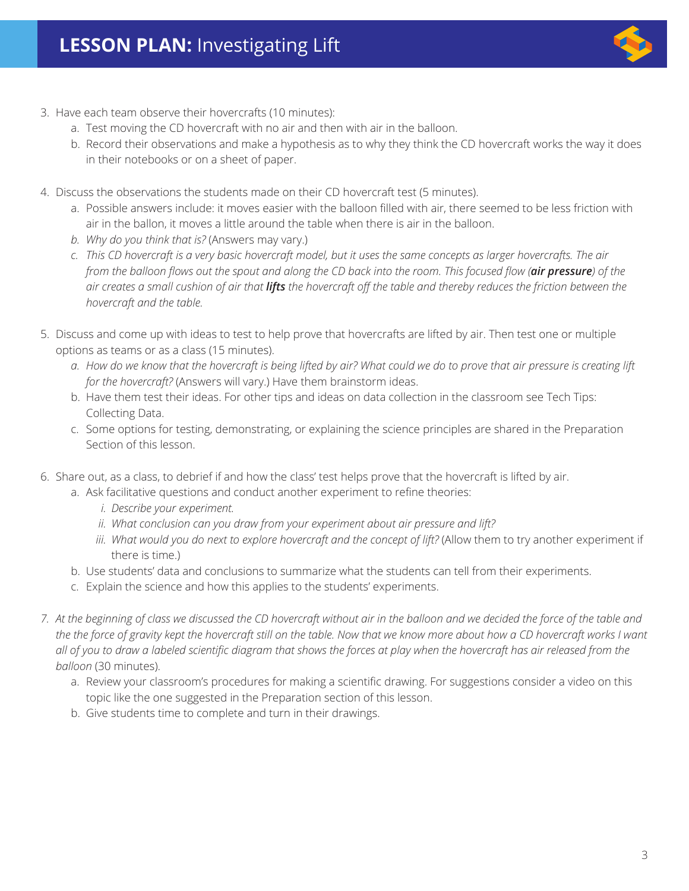3. Have each team observe their hovercrafts (10 minutes):
   a. Test moving the CD hovercraft with no air and then with air in the balloon.
   b. Record their observations and make a hypothesis as to why they think the CD hovercraft works the way it does in their notebooks or on a sheet of paper.

4. Discuss the observations the students made on their CD hovercraft test (5 minutes).
   a. Possible answers include: it moves easier with the balloon filled with air, there seemed to be less friction with air in the ballon, it moves a little around the table when there is air in the balloon.
   b. *Why do you think that is?* (Answers may vary.)
   c. *This CD hovercraft is a very basic hovercraft model, but it uses the same concepts as larger hovercrafts. The air from the balloon flows out the spout and along the CD back into the room. This focused flow (**air pressure**) of the air creates a small cushion of air that **lifts** the hovercraft off the table and thereby reduces the friction between the hovercraft and the table.*

5. Discuss and come up with ideas to test to help prove that hovercrafts are lifted by air. Then test one or multiple options as teams or as a class (15 minutes).
   a. *How do we know that the hovercraft is being lifted by air? What could we do to prove that air pressure is creating lift for the hovercraft?* (Answers will vary.) Have them brainstorm ideas.
   b. Have them test their ideas. For other tips and ideas on data collection in the classroom see Tech Tips: Collecting Data.
   c. Some options for testing, demonstrating, or explaining the science principles are shared in the Preparation Section of this lesson.

6. Share out, as a class, to debrief if and how the class' test helps prove that the hovercraft is lifted by air.
   a. Ask facilitative questions and conduct another experiment to refine theories:
      i. *Describe your experiment.*
      ii. *What conclusion can you draw from your experiment about air pressure and lift?*
      iii. *What would you do next to explore hovercraft and the concept of lift?* (Allow them to try another experiment if there is time.)
   b. Use students' data and conclusions to summarize what the students can tell from their experiments.
   c. Explain the science and how this applies to the students' experiments.

7. *At the beginning of class we discussed the CD hovercraft without air in the balloon and we decided the force of the table and the the force of gravity kept the hovercraft still on the table. Now that we know more about how a CD hovercraft works I want all of you to draw a labeled scientific diagram that shows the forces at play when the hovercraft has air released from the balloon* (30 minutes).
   a. Review your classroom's procedures for making a scientific drawing. For suggestions consider a video on this topic like the one suggested in the Preparation section of this lesson.
   b. Give students time to complete and turn in their drawings.